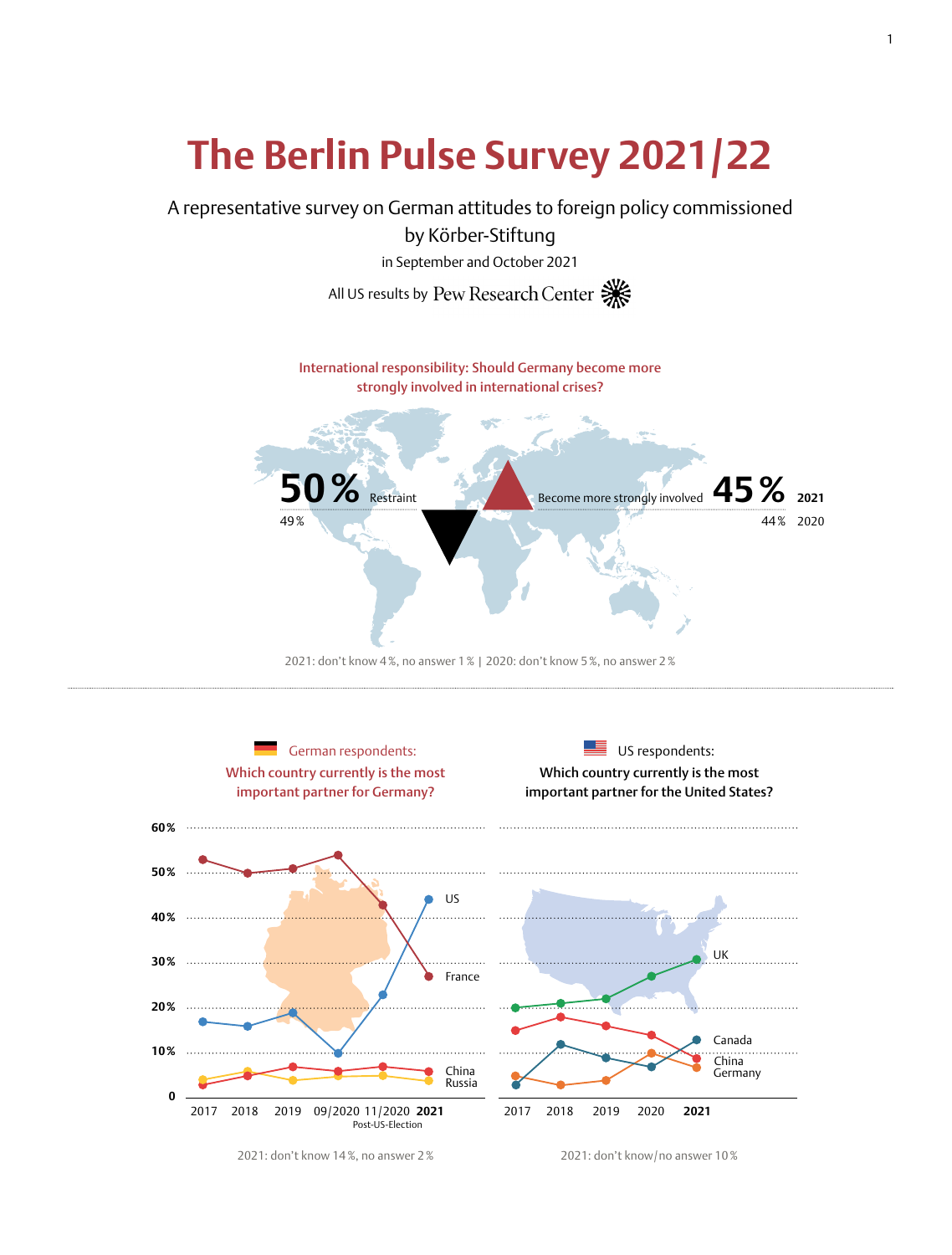# The Berlin Pulse Survey 2021/22

A representative survey on German attitudes to foreign policy commissioned by Körber-Stiftung

in September and October 2021

All US results by Pew Research Center

## International responsibility: Should Germany become more strongly involved in international crises?

| | Restraint | Become more strongly involved |
|---|---|---|
| 2021 | 50 % | 45 % |
| 2020 | 49 % | 44 % |

2021: don't know 4 %, no answer 1 % | 2020: don't know 5 %, no answer 2 %

## German respondents: Which country currently is the most important partner for Germany?

Lines shown: France, US, China, Russia. Time points: 2017, 2018, 2019, 09/2020, 11/2020 (Post-US-Election), 2021.

2021: don't know 14 %, no answer 2 %

## US respondents: Which country currently is the most important partner for the United States?

Lines shown: UK, Canada, China, Germany. Time points: 2017, 2018, 2019, 2020, 2021.

2021: don't know/no answer 10 %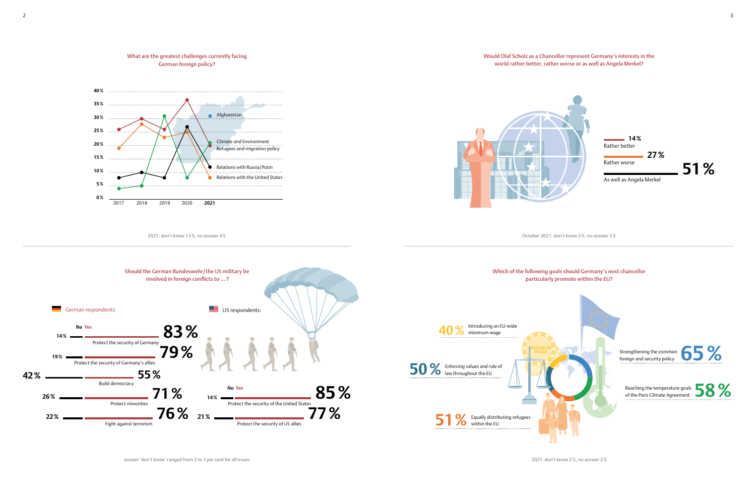## What are the greatest challenges currently facing German foreign policy?

| | 2017 | 2018 | 2019 | 2020 | 2021 |
|---|---|---|---|---|---|
| Afghanistan | | | | | |
| Climate and Environment | 4 % | 5 % | 31 % | 8 % | 21 % |
| Refugees and migration policy | 26 % | 30 % | 26 % | 37 % | 20 % |
| Relations with Russia/Putin | 8 % | 10 % | 8 % | 27 % | 12 % |
| Relations with the United States | 19 % | 28 % | 23 % | 25 % | 8 % |

2021: don't know 13 %, no answer 4 %

## Would Olaf Scholz as a Chancellor represent Germany's interests in the world rather better, rather worse or as well as Angela Merkel?

- Rather better: 14 %
- Rather worse: 27 %
- As well as Angela Merkel: 51 %

October 2021: don't know 5 %, no answer 3 %

## Should the German Bundeswehr/the US military be involved in foreign conflicts to … ?

**German respondents:**

| | No | Yes |
|---|---|---|
| Protect the security of Germany | 14 % | 83 % |
| Protect the security of Germany's allies | 19 % | 79 % |
| Build democracy | 42 % | 55 % |
| Protect minorities | 26 % | 71 % |
| Fight against terrorism | 22 % | 76 % |

**US respondents:**

| | No | Yes |
|---|---|---|
| Protect the security of the United States | 14 % | 85 % |
| Protect the security of US allies | 21 % | 77 % |

answer 'don't know' ranged from 2 to 3 per cent for all issues

## Which of the following goals should Germany's next chancellor particularly promote within the EU?

- 40 % Introducing an EU-wide minimum wage
- 50 % Enforcing values and rule of law throughout the EU
- 51 % Equally distributing refugees within the EU
- 65 % Strengthening the common foreign and security policy
- 58 % Reaching the temperature goals of the Paris Climate Agreement

2021: don't know 2 %, no answer 2 %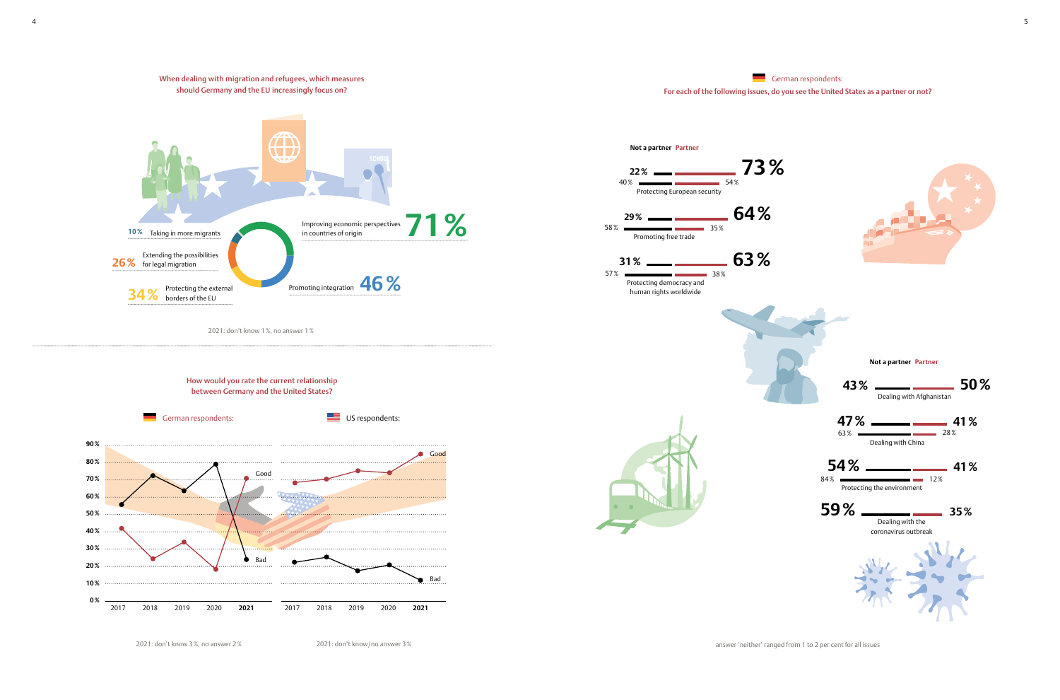## When dealing with migration and refugees, which measures should Germany and the EU increasingly focus on?

| Measure | Share |
|---|---|
| Improving economic perspectives in countries of origin | 71 % |
| Promoting integration | 46 % |
| Protecting the external borders of the EU | 34 % |
| Extending the possibilities for legal migration | 26 % |
| Taking in more migrants | 10 % |

2021: don't know 1 %, no answer 1 %

## How would you rate the current relationship between Germany and the United States?

German respondents: | US respondents:

Good / Bad

2017, 2018, 2019, 2020, 2021

2021: don't know 3 %, no answer 2 %

2021: don't know/no answer 3 %

## German respondents: For each of the following issues, do you see the United States as a partner or not?

| Issue | Not a partner | Partner | Not a partner (previous) | Partner (previous) |
|---|---|---|---|---|
| Protecting European security | 22 % | 73 % | 40 % | 54 % |
| Promoting free trade | 29 % | 64 % | 58 % | 35 % |
| Protecting democracy and human rights worldwide | 31 % | 63 % | 57 % | 38 % |
| Dealing with Afghanistan | 43 % | 50 % | | |
| Dealing with China | 47 % | 41 % | 63 % | 28 % |
| Protecting the environment | 54 % | 41 % | 84 % | 12 % |
| Dealing with the coronavirus outbreak | 59 % | 35 % | | |

answer 'neither' ranged from 1 to 2 per cent for all issues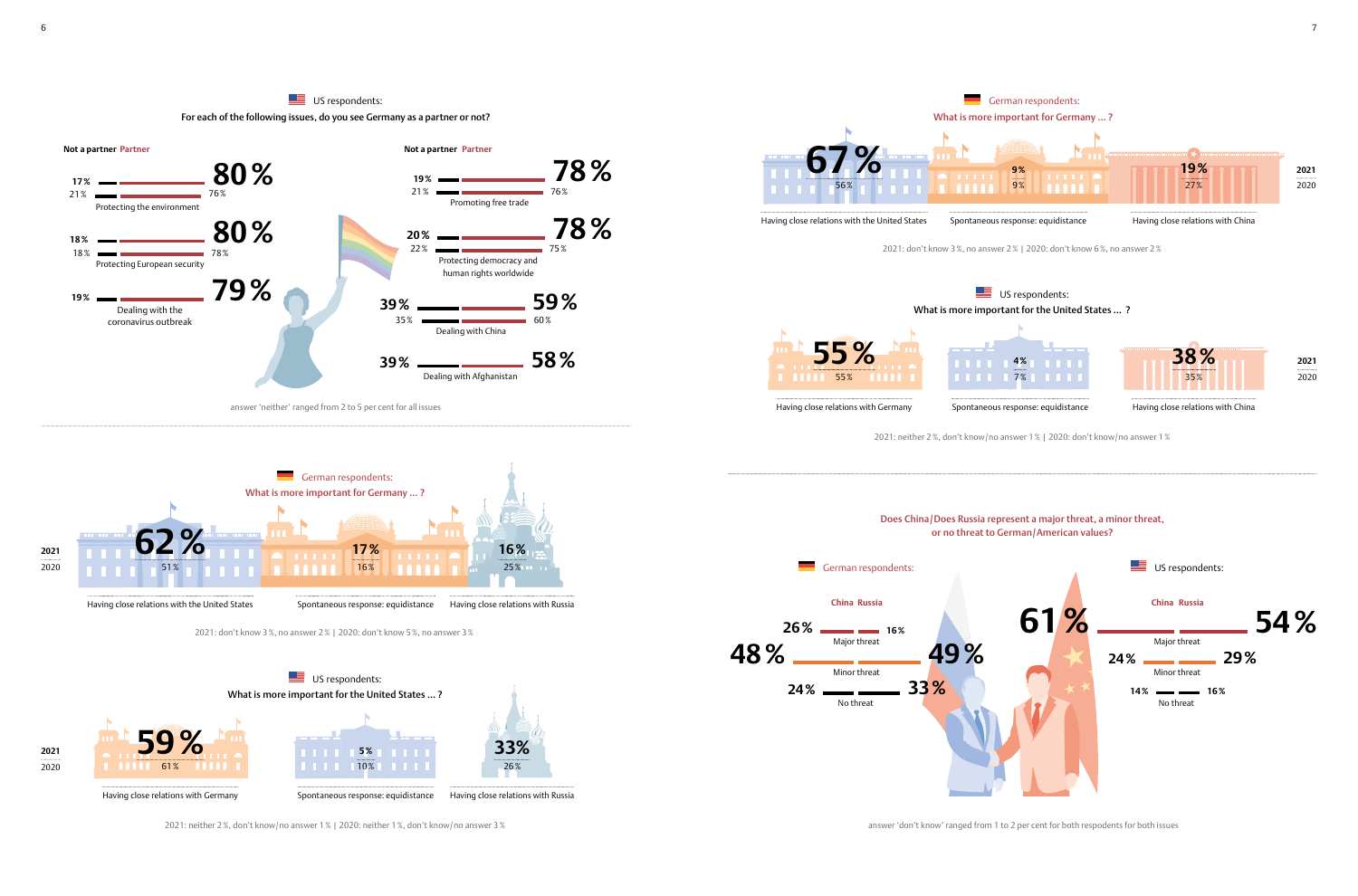## US respondents:

**For each of the following issues, do you see Germany as a partner or not?**

| Issue | Not a partner 2021 | Not a partner 2020 | Partner 2021 | Partner 2020 |
|---|---|---|---|---|
| Protecting the environment | 17 % | 21 % | 80 % | 76 % |
| Protecting European security | 18 % | 18 % | 80 % | 78 % |
| Dealing with the coronavirus outbreak | 19 % | | 79 % | |
| Promoting free trade | 19 % | 21 % | 78 % | 76 % |
| Protecting democracy and human rights worldwide | 20 % | 22 % | 78 % | 75 % |
| Dealing with China | 39 % | 35 % | 59 % | 60 % |
| Dealing with Afghanistan | 39 % | | 58 % | |

answer 'neither' ranged from 2 to 5 per cent for all issues

## German respondents:

**What is more important for Germany … ?**

| | Having close relations with the United States | Spontaneous response: equidistance | Having close relations with Russia |
|---|---|---|---|
| 2021 | 62 % | 17 % | 16 % |
| 2020 | 51 % | 16 % | 25 % |

2021: don't know 3 %, no answer 2 % | 2020: don't know 5 %, no answer 3 %

## US respondents:

**What is more important for the United States … ?**

| | Having close relations with Germany | Spontaneous response: equidistance | Having close relations with Russia |
|---|---|---|---|
| 2021 | 59 % | 5 % | 33 % |
| 2020 | 61 % | 10 % | 26 % |

2021: neither 2 %, don't know/no answer 1 % | 2020: neither 1 %, don't know/no answer 3 %

## German respondents:

**What is more important for Germany … ?**

| | Having close relations with the United States | Spontaneous response: equidistance | Having close relations with China |
|---|---|---|---|
| 2021 | 67 % | 9 % | 19 % |
| 2020 | 56 % | 9 % | 27 % |

2021: don't know 3 %, no answer 2 % | 2020: don't know 6 %, no answer 2 %

## US respondents:

**What is more important for the United States … ?**

| | Having close relations with Germany | Spontaneous response: equidistance | Having close relations with China |
|---|---|---|---|
| 2021 | 55 % | 4 % | 38 % |
| 2020 | 55 % | 7 % | 35 % |

2021: neither 2 %, don't know/no answer 1 % | 2020: don't know/no answer 1 %

**Does China/Does Russia represent a major threat, a minor threat, or no threat to German/American values?**

### German respondents:

| | China | Russia |
|---|---|---|
| Major threat | 26 % | 16 % |
| Minor threat | 48 % | 49 % |
| No threat | 24 % | 33 % |

### US respondents:

| | China | Russia |
|---|---|---|
| Major threat | 61 % | 54 % |
| Minor threat | 24 % | 29 % |
| No threat | 14 % | 16 % |

answer 'don't know' ranged from 1 to 2 per cent for both respodents for both issues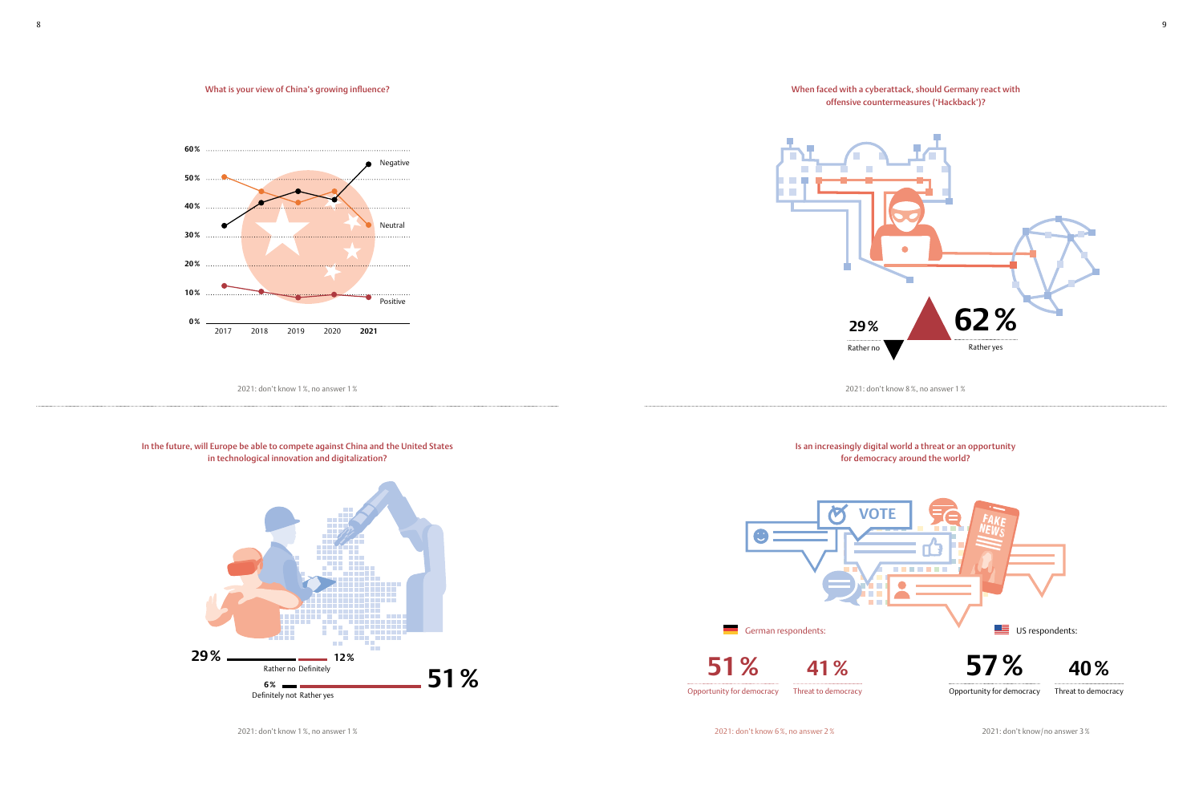### What is your view of China's growing influence?

| | 2017 | 2018 | 2019 | 2020 | 2021 |
|---|---|---|---|---|---|
| Negative | | | | | |
| Neutral | | | | | |
| Positive | | | | | |

2021: don't know 1 %, no answer 1 %

### When faced with a cyberattack, should Germany react with offensive countermeasures ('Hackback')?

29 % Rather no

62 % Rather yes

2021: don't know 8 %, no answer 1 %

### In the future, will Europe be able to compete against China and the United States in technological innovation and digitalization?

29 % Rather no

12 % Definitely

6 % Definitely not

51 % Rather yes

2021: don't know 1 %, no answer 1 %

### Is an increasingly digital world a threat or an opportunity for democracy around the world?

German respondents:

51 % Opportunity for democracy

41 % Threat to democracy

2021: don't know 6 %, no answer 2 %

US respondents:

57 % Opportunity for democracy

40 % Threat to democracy

2021: don't know/no answer 3 %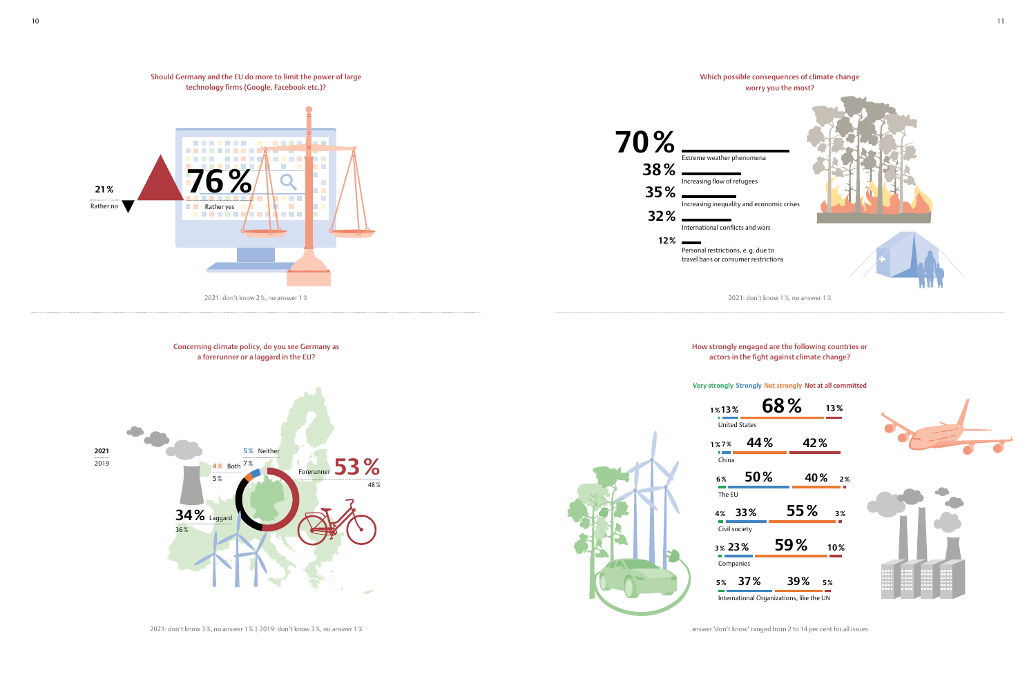## Should Germany and the EU do more to limit the power of large technology firms (Google, Facebook etc.)?

| Answer | 2021 |
|---|---|
| Rather yes | 76 % |
| Rather no | 21 % |

2021: don't know 2 %, no answer 1 %

## Which possible consequences of climate change worry you the most?

| Consequence | % |
|---|---|
| Extreme weather phenomena | 70 % |
| Increasing flow of refugees | 38 % |
| Increasing inequality and economic crises | 35 % |
| International conflicts and wars | 32 % |
| Personal restrictions, e. g. due to travel bans or consumer restrictions | 12 % |

2021: don't know 1 %, no answer 1 %

## Concerning climate policy, do you see Germany as a forerunner or a laggard in the EU?

| Answer | 2021 | 2019 |
|---|---|---|
| Forerunner | 53 % | 48 % |
| Laggard | 34 % | 36 % |
| Both | 4 % | 5 % |
| Neither | 5 % | 7 % |

2021: don't know 3 %, no answer 1 % | 2019: don't know 3 %, no answer 1 %

## How strongly engaged are the following countries or actors in the fight against climate change?

| Actor | Very strongly | Strongly | Not strongly | Not at all committed |
|---|---|---|---|---|
| United States | 1 % | 13 % | 68 % | 13 % |
| China | 1 % | 7 % | 44 % | 42 % |
| The EU | 6 % | 50 % | 40 % | 2 % |
| Civil society | 4 % | 33 % | 55 % | 3 % |
| Companies | 3 % | 23 % | 59 % | 10 % |
| International Organizations, like the UN | 5 % | 37 % | 39 % | 5 % |

answer 'don't know' ranged from 2 to 14 per cent for all issues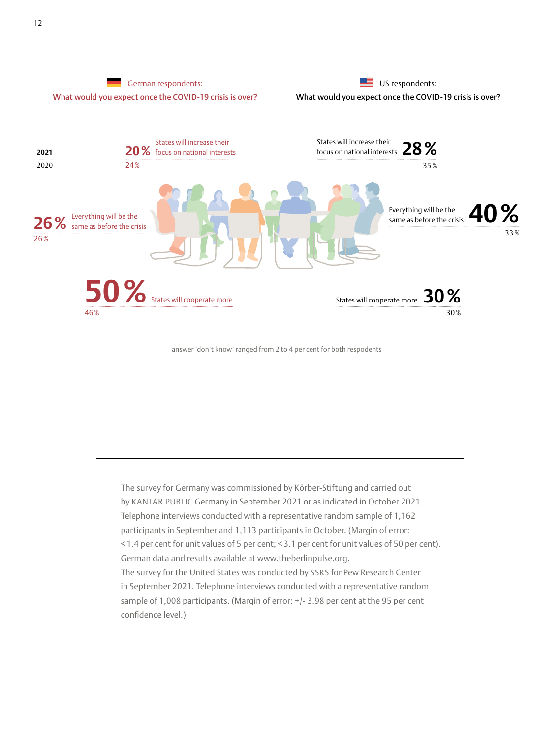German respondents:
**What would you expect once the COVID-19 crisis is over?**

US respondents:
**What would you expect once the COVID-19 crisis is over?**

**2021**
2020

20 % States will increase their focus on national interests
24 %

26 % Everything will be the same as before the crisis
26 %

50 % States will cooperate more
46 %

States will increase their focus on national interests 28 %
35 %

Everything will be the same as before the crisis 40 %
33 %

States will cooperate more 30 %
30 %

answer 'don't know' ranged from 2 to 4 per cent for both respodents

The survey for Germany was commissioned by Körber-Stiftung and carried out by KANTAR PUBLIC Germany in September 2021 or as indicated in October 2021. Telephone interviews conducted with a representative random sample of 1,162 participants in September and 1,113 participants in October. (Margin of error: < 1.4 per cent for unit values of 5 per cent; < 3.1 per cent for unit values of 50 per cent). German data and results available at www.theberlinpulse.org.
The survey for the United States was conducted by SSRS for Pew Research Center in September 2021. Telephone interviews conducted with a representative random sample of 1,008 participants. (Margin of error: +/- 3.98 per cent at the 95 per cent confidence level.)